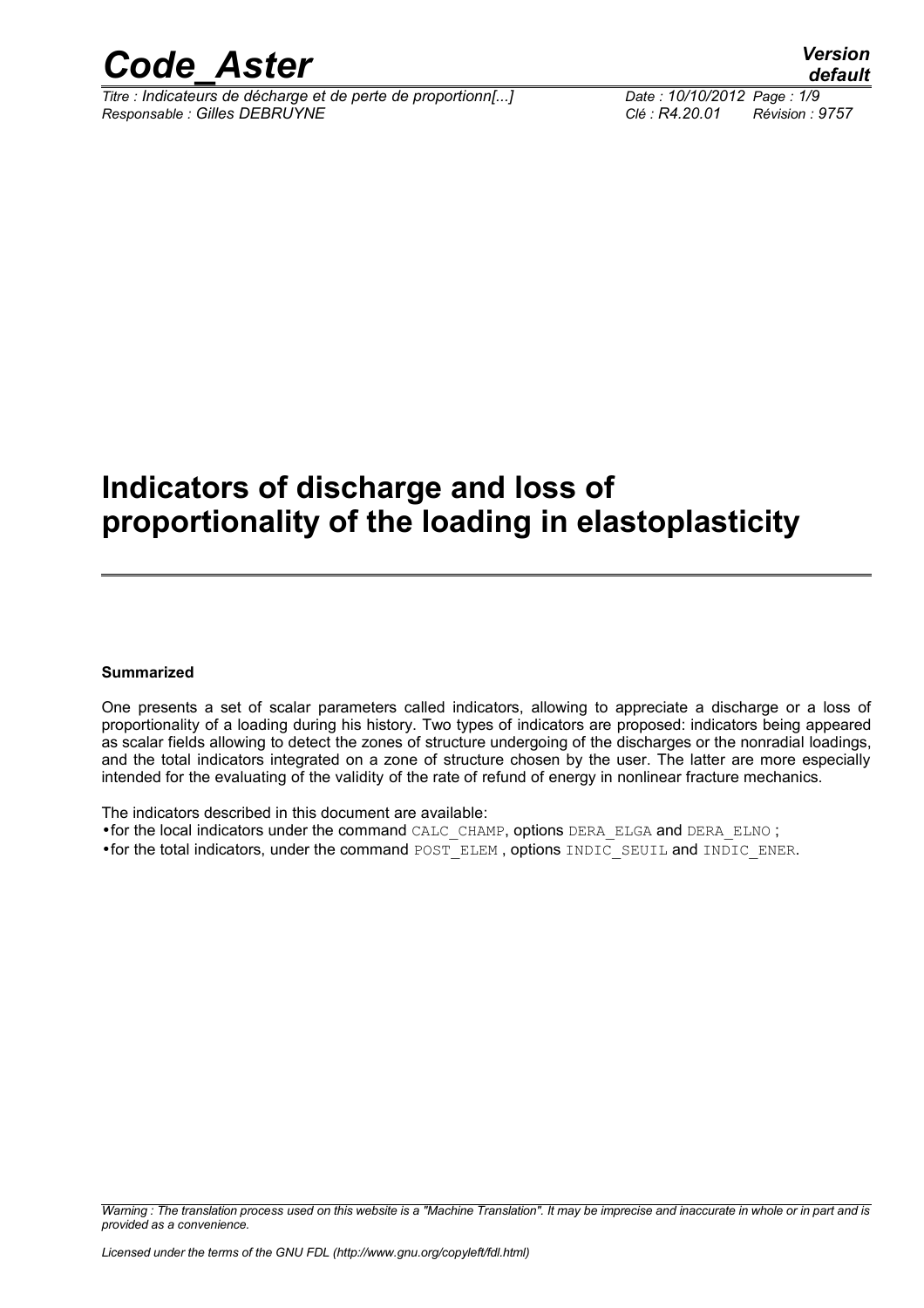# Indicators of discharge and loss of proportionality of the loading in elastoplasticity

**Summarized**

One presents a set of scalar parameters called indicators, allowing to appreciate a discharge or a loss of proportionality of a loading during his history. Two types of indicators are proposed: indicators being appeared as scalar fields allowing to detect the zones of structure undergoing of the discharges or the nonradial loadings, and the total indicators integrated on a zone of structure chosen by the user. The latter are more especially intended for the evaluating of the validity of the rate of refund of energy in nonlinear fracture mechanics.

The indicators described in this document are available:

- for the local indicators under the command CALC_CHAMP, options DERA_ELGA and DERA_ELNO ;
- for the total indicators, under the command POST_ELEM , options INDIC_SEUIL and INDIC_ENER.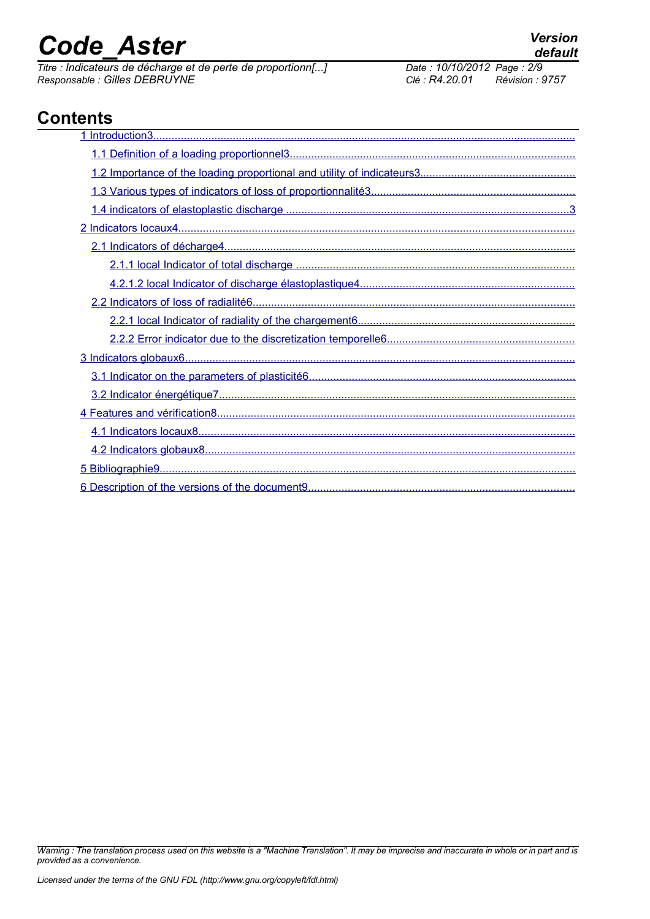# Contents

- 1 Introduction3
  - 1.1 Definition of a loading proportionnel3
  - 1.2 Importance of the loading proportional and utility of indicateurs3
  - 1.3 Various types of indicators of loss of proportionnalité3
  - 1.4 indicators of elastoplastic discharge 3
- 2 Indicators locaux4
  - 2.1 Indicators of décharge4
    - 2.1.1 local Indicator of total discharge
    - 4.2.1.2 local Indicator of discharge élastoplastique4
  - 2.2 Indicators of loss of radialité6
    - 2.2.1 local Indicator of radiality of the chargement6
    - 2.2.2 Error indicator due to the discretization temporelle6
- 3 Indicators globaux6
  - 3.1 Indicator on the parameters of plasticité6
  - 3.2 Indicator énergétique7
- 4 Features and vérification8
  - 4.1 Indicators locaux8
  - 4.2 Indicators globaux8
- 5 Bibliographie9
- 6 Description of the versions of the document9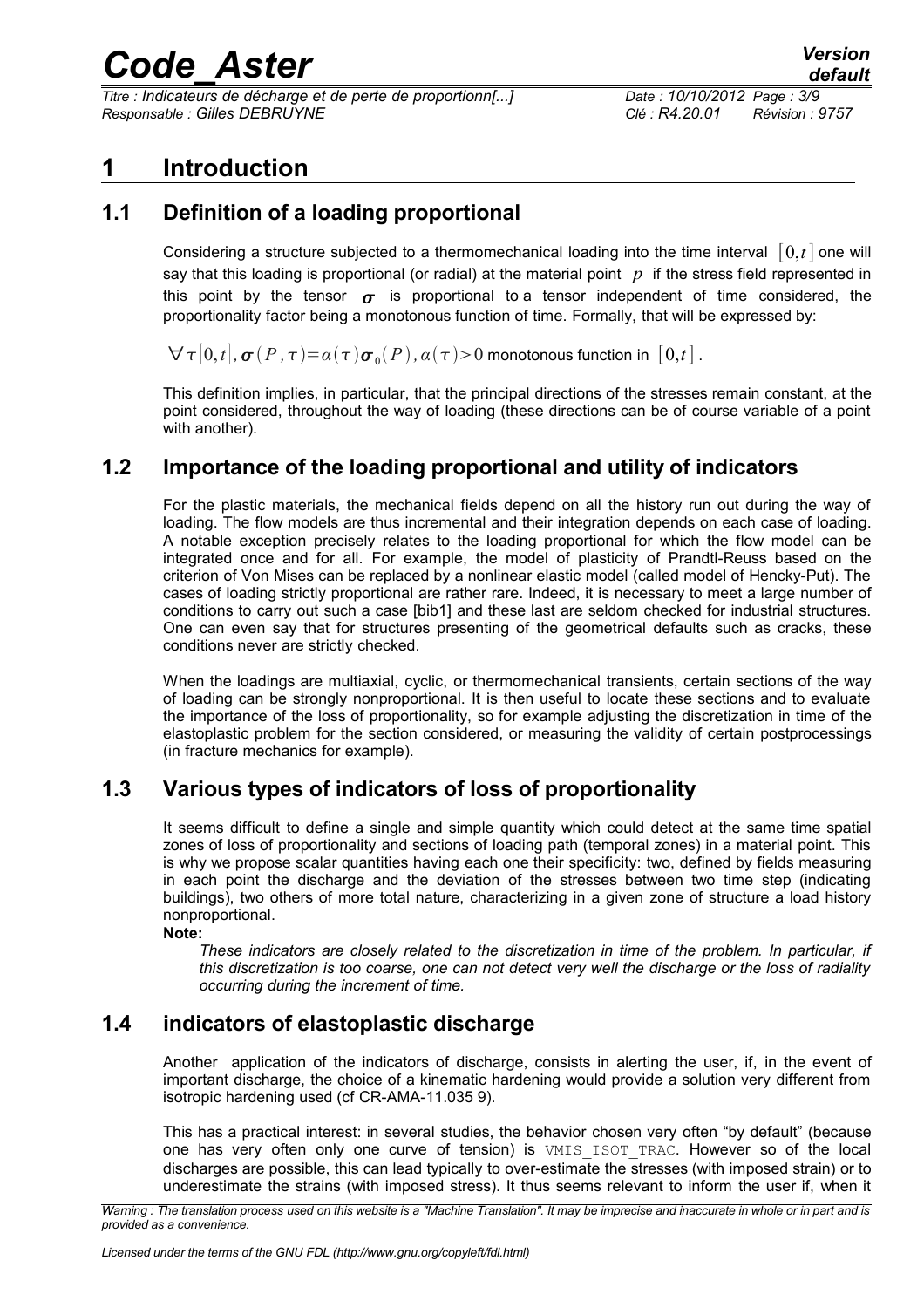# 1 Introduction

## 1.1 Definition of a loading proportional

Considering a structure subjected to a thermomechanical loading into the time interval $[0,t]$ one will say that this loading is proportional (or radial) at the material point $p$ if the stress field represented in this point by the tensor $\boldsymbol{\sigma}$ is proportional to a tensor independent of time considered, the proportionality factor being a monotonous function of time. Formally, that will be expressed by:

$\forall \tau [0,t], \boldsymbol{\sigma}(P,\tau)=\alpha(\tau)\boldsymbol{\sigma}_0(P), \alpha(\tau)>0$ monotonous function in $[0,t]$.

This definition implies, in particular, that the principal directions of the stresses remain constant, at the point considered, throughout the way of loading (these directions can be of course variable of a point with another).

## 1.2 Importance of the loading proportional and utility of indicators

For the plastic materials, the mechanical fields depend on all the history run out during the way of loading. The flow models are thus incremental and their integration depends on each case of loading. A notable exception precisely relates to the loading proportional for which the flow model can be integrated once and for all. For example, the model of plasticity of Prandtl-Reuss based on the criterion of Von Mises can be replaced by a nonlinear elastic model (called model of Hencky-Put). The cases of loading strictly proportional are rather rare. Indeed, it is necessary to meet a large number of conditions to carry out such a case [bib1] and these last are seldom checked for industrial structures. One can even say that for structures presenting of the geometrical defaults such as cracks, these conditions never are strictly checked.

When the loadings are multiaxial, cyclic, or thermomechanical transients, certain sections of the way of loading can be strongly nonproportional. It is then useful to locate these sections and to evaluate the importance of the loss of proportionality, so for example adjusting the discretization in time of the elastoplastic problem for the section considered, or measuring the validity of certain postprocessings (in fracture mechanics for example).

## 1.3 Various types of indicators of loss of proportionality

It seems difficult to define a single and simple quantity which could detect at the same time spatial zones of loss of proportionality and sections of loading path (temporal zones) in a material point. This is why we propose scalar quantities having each one their specificity: two, defined by fields measuring in each point the discharge and the deviation of the stresses between two time step (indicating buildings), two others of more total nature, characterizing in a given zone of structure a load history nonproportional.

**Note:**

*These indicators are closely related to the discretization in time of the problem. In particular, if this discretization is too coarse, one can not detect very well the discharge or the loss of radiality occurring during the increment of time.*

## 1.4 indicators of elastoplastic discharge

Another application of the indicators of discharge, consists in alerting the user, if, in the event of important discharge, the choice of a kinematic hardening would provide a solution very different from isotropic hardening used (cf CR-AMA-11.035 9).

This has a practical interest: in several studies, the behavior chosen very often "by default" (because one has very often only one curve of tension) is `VMIS_ISOT_TRAC`. However so of the local discharges are possible, this can lead typically to over-estimate the stresses (with imposed strain) or to underestimate the strains (with imposed stress). It thus seems relevant to inform the user if, when it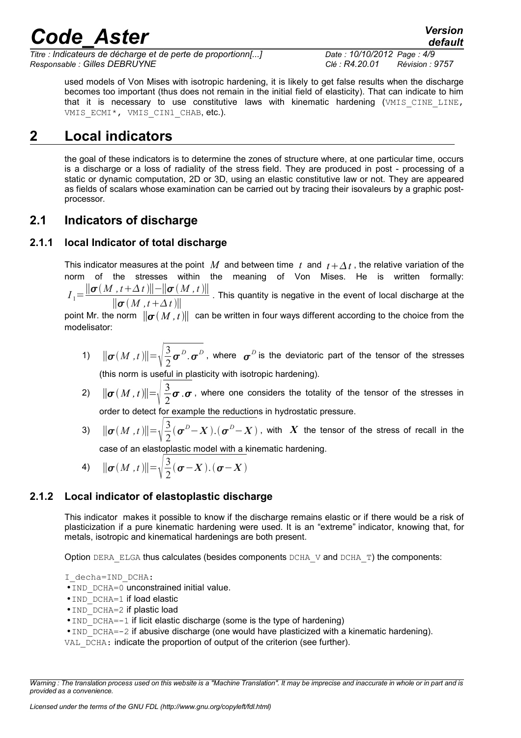used models of Von Mises with isotropic hardening, it is likely to get false results when the discharge becomes too important (thus does not remain in the initial field of elasticity). That can indicate to him that it is necessary to use constitutive laws with kinematic hardening (VMIS_CINE_LINE, VMIS_ECMI*, VMIS_CIN1_CHAB, etc.).

# 2 Local indicators

the goal of these indicators is to determine the zones of structure where, at one particular time, occurs is a discharge or a loss of radiality of the stress field. They are produced in post - processing of a static or dynamic computation, 2D or 3D, using an elastic constitutive law or not. They are appeared as fields of scalars whose examination can be carried out by tracing their isovaleurs by a graphic post-processor.

## 2.1 Indicators of discharge

### 2.1.1 local Indicator of total discharge

This indicator measures at the point $M$ and between time $t$ and $t+\Delta t$, the relative variation of the norm of the stresses within the meaning of Von Mises. He is written formally: $I_1=\dfrac{\|\boldsymbol{\sigma}(M,t+\Delta t)\|-\|\boldsymbol{\sigma}(M,t)\|}{\|\boldsymbol{\sigma}(M,t+\Delta t)\|}$. This quantity is negative in the event of local discharge at the point Mr. the norm $\|\boldsymbol{\sigma}(M,t)\|$ can be written in four ways different according to the choice from the modelisator:

1) $\|\boldsymbol{\sigma}(M,t)\|=\sqrt{\dfrac{3}{2}\boldsymbol{\sigma}^D.\boldsymbol{\sigma}^D}$, where $\boldsymbol{\sigma}^D$ is the deviatoric part of the tensor of the stresses (this norm is useful in plasticity with isotropic hardening).
2) $\|\boldsymbol{\sigma}(M,t)\|=\sqrt{\dfrac{3}{2}\boldsymbol{\sigma}.\boldsymbol{\sigma}}$, where one considers the totality of the tensor of the stresses in order to detect for example the reductions in hydrostatic pressure.
3) $\|\boldsymbol{\sigma}(M,t)\|=\sqrt{\dfrac{3}{2}(\boldsymbol{\sigma}^D-\boldsymbol{X}).(\boldsymbol{\sigma}^D-\boldsymbol{X})}$, with $\boldsymbol{X}$ the tensor of the stress of recall in the case of an elastoplastic model with a kinematic hardening.
4) $\|\boldsymbol{\sigma}(M,t)\|=\sqrt{\dfrac{3}{2}(\boldsymbol{\sigma}-\boldsymbol{X}).(\boldsymbol{\sigma}-\boldsymbol{X})}$

### 2.1.2 Local indicator of elastoplastic discharge

This indicator makes it possible to know if the discharge remains elastic or if there would be a risk of plasticization if a pure kinematic hardening were used. It is an "extreme" indicator, knowing that, for metals, isotropic and kinematical hardenings are both present.

Option DERA_ELGA thus calculates (besides components DCHA_V and DCHA_T) the components:

I_decha=IND_DCHA:

- IND_DCHA=0 unconstrained initial value.
- IND_DCHA=1 if load elastic
- IND_DCHA=2 if plastic load
- IND_DCHA=-1 if licit elastic discharge (some is the type of hardening)
- IND_DCHA=-2 if abusive discharge (one would have plasticized with a kinematic hardening).

VAL_DCHA: indicate the proportion of output of the criterion (see further).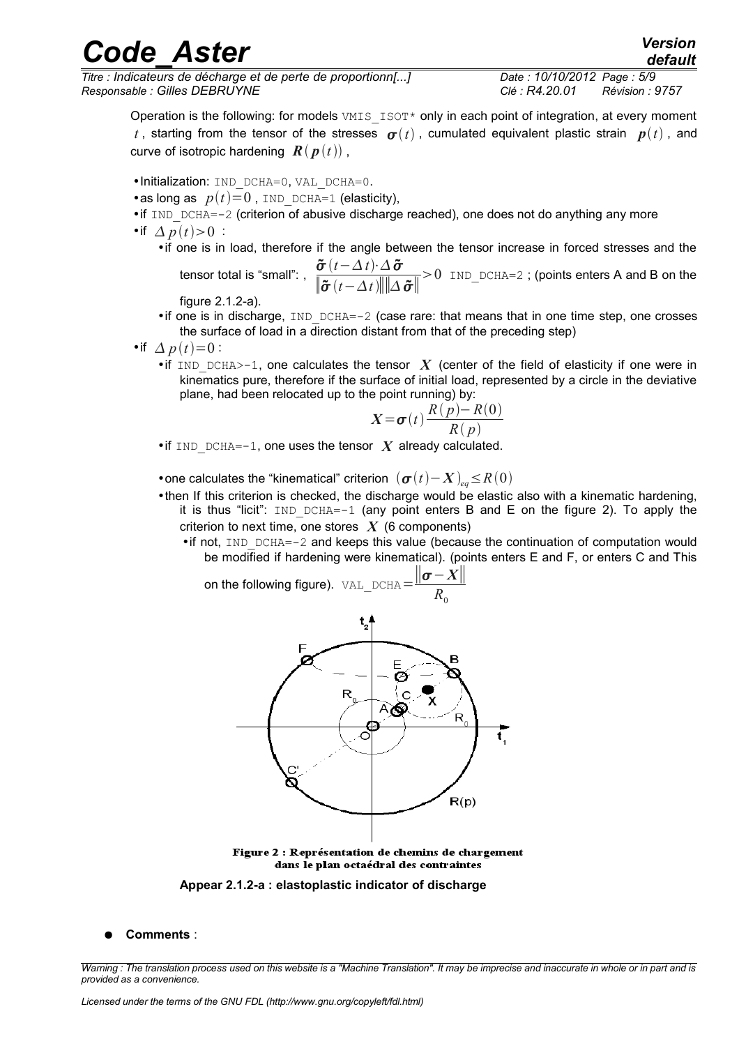Operation is the following: for models `VMIS_ISOT*` only in each point of integration, at every moment $t$, starting from the tensor of the stresses $\boldsymbol{\sigma}(t)$, cumulated equivalent plastic strain $\boldsymbol{p}(t)$, and curve of isotropic hardening $\boldsymbol{R}(\boldsymbol{p}(t))$,

- Initialization: IND_DCHA=0, VAL_DCHA=0.
- as long as $p(t)=0$, IND_DCHA=1 (elasticity),
- if IND_DCHA=-2 (criterion of abusive discharge reached), one does not do anything any more
- if $\Delta p(t)>0$ :
  - if one is in load, therefore if the angle between the tensor increase in forced stresses and the tensor total is "small": , $\frac{\tilde{\boldsymbol{\sigma}}(t-\Delta t)\cdot\Delta\tilde{\boldsymbol{\sigma}}}{\|\tilde{\boldsymbol{\sigma}}(t-\Delta t)\|\|\Delta\tilde{\boldsymbol{\sigma}}\|}>0$ IND_DCHA=2 ; (points enters A and B on the figure 2.1.2-a).
  - if one is in discharge, IND_DCHA=-2 (case rare: that means that in one time step, one crosses the surface of load in a direction distant from that of the preceding step)
- if $\Delta p(t)=0$ :
  - if IND_DCHA>-1, one calculates the tensor $\boldsymbol{X}$ (center of the field of elasticity if one were in kinematics pure, therefore if the surface of initial load, represented by a circle in the deviative plane, had been relocated up to the point running) by:

$$\boldsymbol{X}=\boldsymbol{\sigma}(t)\frac{R(p)-R(0)}{R(p)}$$

  - if IND_DCHA=-1, one uses the tensor $\boldsymbol{X}$ already calculated.
  - one calculates the "kinematical" criterion $(\boldsymbol{\sigma}(t)-\boldsymbol{X})_{eq}\leq R(0)$
  - then If this criterion is checked, the discharge would be elastic also with a kinematic hardening, it is thus "licit": IND_DCHA=-1 (any point enters B and E on the figure 2). To apply the criterion to next time, one stores $\boldsymbol{X}$ (6 components)
    - if not, IND_DCHA=-2 and keeps this value (because the continuation of computation would be modified if hardening were kinematical). (points enters E and F, or enters C and This on the following figure). VAL_DCHA $=\frac{\|\boldsymbol{\sigma}-\boldsymbol{X}\|}{R_0}$

Figure 2 : Représentation de chemins de chargement dans le plan octaédral des contraintes

**Appear 2.1.2-a : elastoplastic indicator of discharge**

- **Comments** :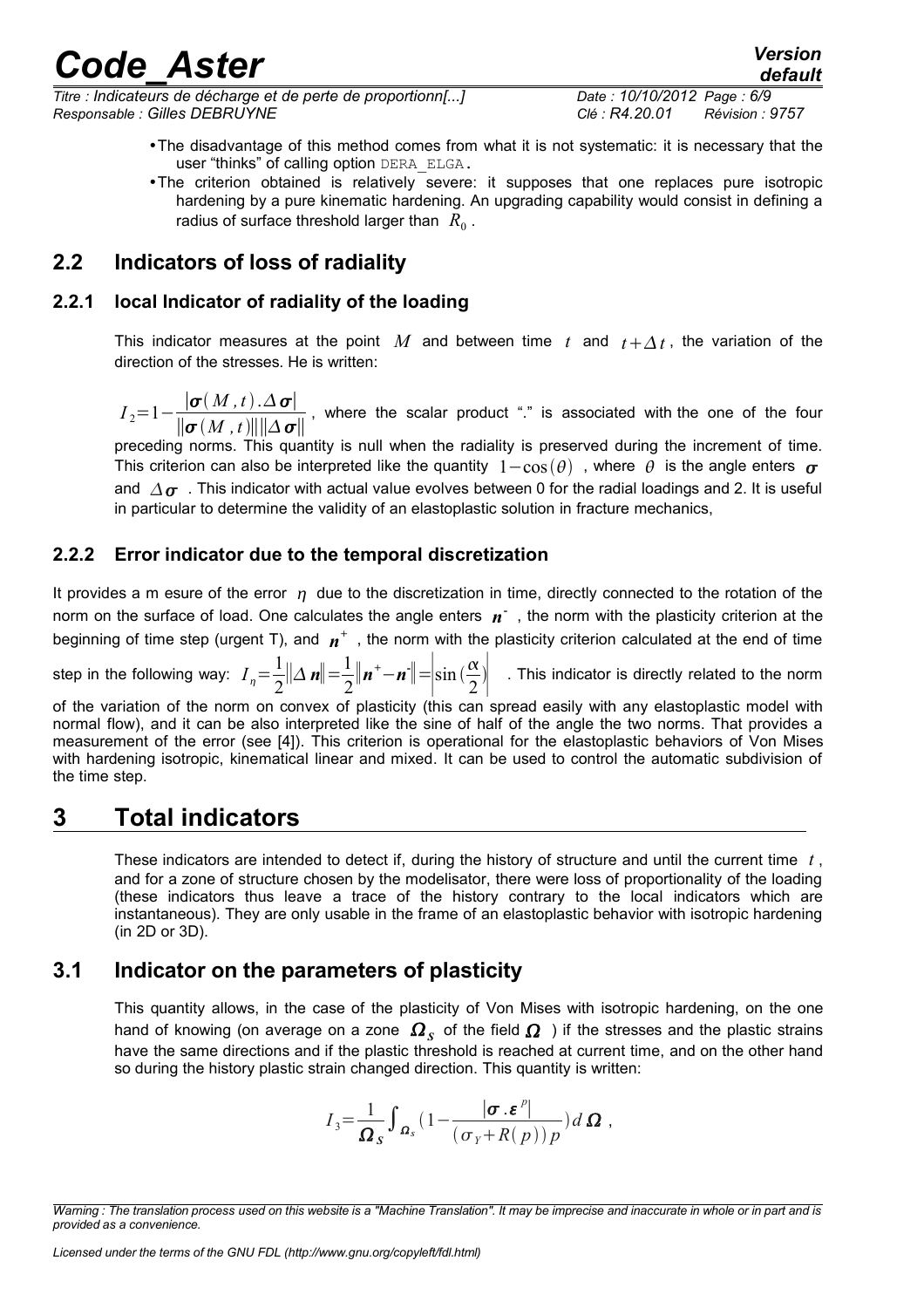- The disadvantage of this method comes from what it is not systematic: it is necessary that the user "thinks" of calling option DERA_ELGA.
- The criterion obtained is relatively severe: it supposes that one replaces pure isotropic hardening by a pure kinematic hardening. An upgrading capability would consist in defining a radius of surface threshold larger than $R_0$ .

## 2.2 Indicators of loss of radiality

### 2.2.1 local Indicator of radiality of the loading

This indicator measures at the point $M$ and between time $t$ and $t+\Delta t$ , the variation of the direction of the stresses. He is written:

$I_2=1-\frac{|\boldsymbol{\sigma}(M,t).\Delta\boldsymbol{\sigma}|}{\|\boldsymbol{\sigma}(M,t)\|\|\Delta\boldsymbol{\sigma}\|}$ , where the scalar product "." is associated with the one of the four preceding norms. This quantity is null when the radiality is preserved during the increment of time. This criterion can also be interpreted like the quantity $1-\cos(\theta)$ , where $\theta$ is the angle enters $\boldsymbol{\sigma}$ and $\Delta\boldsymbol{\sigma}$ . This indicator with actual value evolves between 0 for the radial loadings and 2. It is useful in particular to determine the validity of an elastoplastic solution in fracture mechanics,

### 2.2.2 Error indicator due to the temporal discretization

It provides a m esure of the error $\eta$ due to the discretization in time, directly connected to the rotation of the norm on the surface of load. One calculates the angle enters $\boldsymbol{n}^-$ , the norm with the plasticity criterion at the beginning of time step (urgent T), and $\boldsymbol{n}^+$ , the norm with the plasticity criterion calculated at the end of time step in the following way: $I_\eta=\frac{1}{2}\|\Delta\boldsymbol{n}\|=\frac{1}{2}\|\boldsymbol{n}^+-\boldsymbol{n}^-\|=\left|\sin(\frac{\alpha}{2})\right|$ . This indicator is directly related to the norm of the variation of the norm on convex of plasticity (this can spread easily with any elastoplastic model with normal flow), and it can be also interpreted like the sine of half of the angle the two norms. That provides a measurement of the error (see [4]). This criterion is operational for the elastoplastic behaviors of Von Mises with hardening isotropic, kinematical linear and mixed. It can be used to control the automatic subdivision of the time step.

# 3 Total indicators

These indicators are intended to detect if, during the history of structure and until the current time $t$ , and for a zone of structure chosen by the modelisator, there were loss of proportionality of the loading (these indicators thus leave a trace of the history contrary to the local indicators which are instantaneous). They are only usable in the frame of an elastoplastic behavior with isotropic hardening (in 2D or 3D).

## 3.1 Indicator on the parameters of plasticity

This quantity allows, in the case of the plasticity of Von Mises with isotropic hardening, on the one hand of knowing (on average on a zone $\boldsymbol{\Omega}_S$ of the field $\boldsymbol{\Omega}$ ) if the stresses and the plastic strains have the same directions and if the plastic threshold is reached at current time, and on the other hand so during the history plastic strain changed direction. This quantity is written:

$$I_3=\frac{1}{\boldsymbol{\Omega}_S}\int_{\boldsymbol{\Omega}_s}\left(1-\frac{|\boldsymbol{\sigma}.\boldsymbol{\varepsilon}^p|}{(\sigma_Y+R(p))p}\right)d\boldsymbol{\Omega}\ ,$$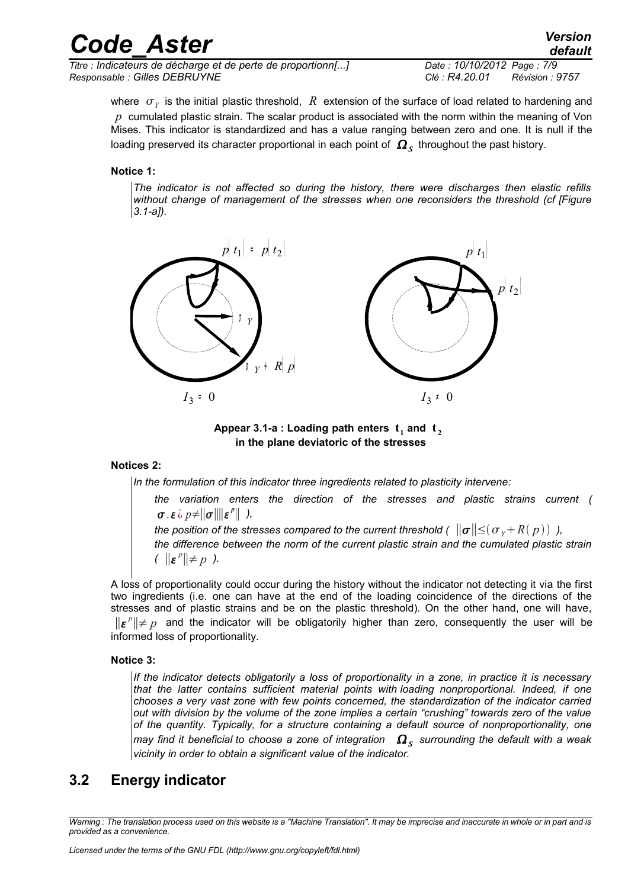where $\sigma_Y$ is the initial plastic threshold, $R$ extension of the surface of load related to hardening and $p$ cumulated plastic strain. The scalar product is associated with the norm within the meaning of Von Mises. This indicator is standardized and has a value ranging between zero and one. It is null if the loading preserved its character proportional in each point of $\Omega_S$ throughout the past history.

**Notice 1:**

*The indicator is not affected so during the history, there were discharges then elastic refills without change of management of the stresses when one reconsiders the threshold (cf [Figure 3.1-a]).*

**Appear 3.1-a : Loading path enters $t_1$ and $t_2$ in the plane deviatoric of the stresses**

**Notices 2:**

*In the formulation of this indicator three ingredients related to plasticity intervene:*

*the variation enters the direction of the stresses and plastic strains current ( $\boldsymbol{\sigma} . \boldsymbol{\varepsilon}^p \neq \|\boldsymbol{\sigma}\| \|\boldsymbol{\varepsilon}^p\|$ ),*

*the position of the stresses compared to the current threshold ( $\|\boldsymbol{\sigma}\| \leq (\sigma_Y + R(p))$ ),*

*the difference between the norm of the current plastic strain and the cumulated plastic strain ( $\|\boldsymbol{\varepsilon}^p\| \neq p$ ).*

A loss of proportionality could occur during the history without the indicator not detecting it via the first two ingredients (i.e. one can have at the end of the loading coincidence of the directions of the stresses and of plastic strains and be on the plastic threshold). On the other hand, one will have, $\|\boldsymbol{\varepsilon}^p\| \neq p$ and the indicator will be obligatorily higher than zero, consequently the user will be informed loss of proportionality.

**Notice 3:**

*If the indicator detects obligatorily a loss of proportionality in a zone, in practice it is necessary that the latter contains sufficient material points with loading nonproportional. Indeed, if one chooses a very vast zone with few points concerned, the standardization of the indicator carried out with division by the volume of the zone implies a certain "crushing" towards zero of the value of the quantity. Typically, for a structure containing a default source of nonproportionality, one may find it beneficial to choose a zone of integration $\Omega_S$ surrounding the default with a weak vicinity in order to obtain a significant value of the indicator.*

## 3.2 Energy indicator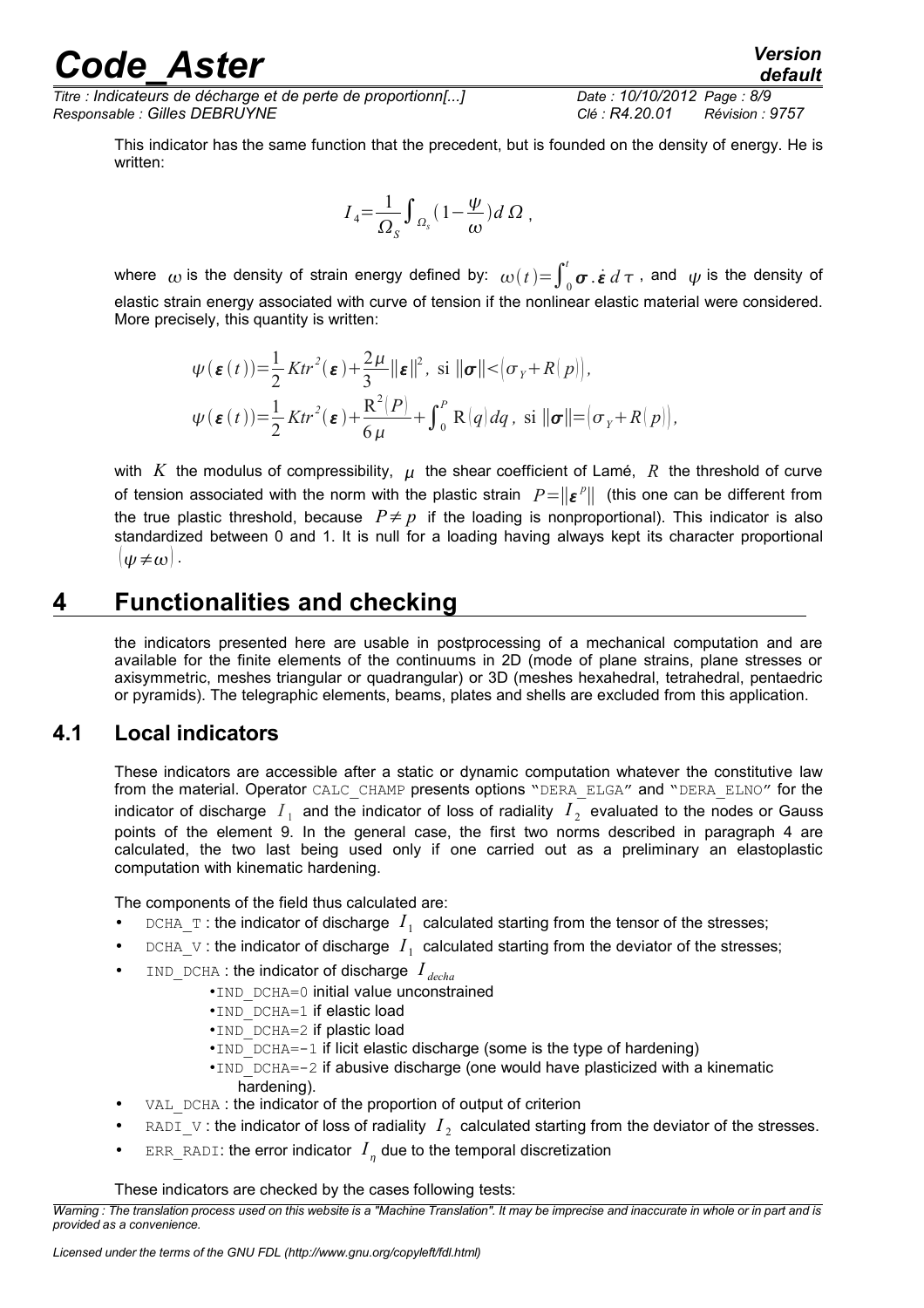This indicator has the same function that the precedent, but is founded on the density of energy. He is written:

$$I_4 = \frac{1}{\Omega_S} \int_{\Omega_s} (1 - \frac{\psi}{\omega}) d\,\Omega \,,$$

where $\omega$ is the density of strain energy defined by: $\omega(t) = \int_0^t \boldsymbol{\sigma} . \dot{\boldsymbol{\varepsilon}}\, d\tau$, and $\psi$ is the density of elastic strain energy associated with curve of tension if the nonlinear elastic material were considered. More precisely, this quantity is written:

$$\psi(\boldsymbol{\varepsilon}(t)) = \frac{1}{2} K tr^2(\boldsymbol{\varepsilon}) + \frac{2\mu}{3} \|\boldsymbol{\varepsilon}\|^2, \text{ si } \|\boldsymbol{\sigma}\| < (\sigma_Y + R(p)),$$

$$\psi(\boldsymbol{\varepsilon}(t)) = \frac{1}{2} K tr^2(\boldsymbol{\varepsilon}) + \frac{\mathrm{R}^2(P)}{6\mu} + \int_0^P \mathrm{R}(q) dq \,, \text{ si } \|\boldsymbol{\sigma}\| = (\sigma_Y + R(p)),$$

with $K$ the modulus of compressibility, $\mu$ the shear coefficient of Lamé, $R$ the threshold of curve of tension associated with the norm with the plastic strain $P = \|\boldsymbol{\varepsilon}^p\|$ (this one can be different from the true plastic threshold, because $P \neq p$ if the loading is nonproportional). This indicator is also standardized between 0 and 1. It is null for a loading having always kept its character proportional $(\psi \neq \omega)$.

# 4 Functionalities and checking

the indicators presented here are usable in postprocessing of a mechanical computation and are available for the finite elements of the continuums in 2D (mode of plane strains, plane stresses or axisymmetric, meshes triangular or quadrangular) or 3D (meshes hexahedral, tetrahedral, pentaedric or pyramids). The telegraphic elements, beams, plates and shells are excluded from this application.

## 4.1 Local indicators

These indicators are accessible after a static or dynamic computation whatever the constitutive law from the material. Operator CALC_CHAMP presents options "DERA_ELGA" and "DERA_ELNO" for the indicator of discharge $I_1$ and the indicator of loss of radiality $I_2$ evaluated to the nodes or Gauss points of the element 9. In the general case, the first two norms described in paragraph 4 are calculated, the two last being used only if one carried out as a preliminary an elastoplastic computation with kinematic hardening.

The components of the field thus calculated are:

- DCHA_T : the indicator of discharge $I_1$ calculated starting from the tensor of the stresses;
- DCHA_V : the indicator of discharge $I_1$ calculated starting from the deviator of the stresses;
- IND_DCHA : the indicator of discharge $I_{decha}$
  - IND_DCHA=0 initial value unconstrained
  - IND_DCHA=1 if elastic load
  - IND_DCHA=2 if plastic load
  - IND_DCHA=-1 if licit elastic discharge (some is the type of hardening)
  - IND_DCHA=-2 if abusive discharge (one would have plasticized with a kinematic hardening).
- VAL_DCHA : the indicator of the proportion of output of criterion
- RADI_V : the indicator of loss of radiality $I_2$ calculated starting from the deviator of the stresses.
- ERR_RADI: the error indicator $I_\eta$ due to the temporal discretization

These indicators are checked by the cases following tests: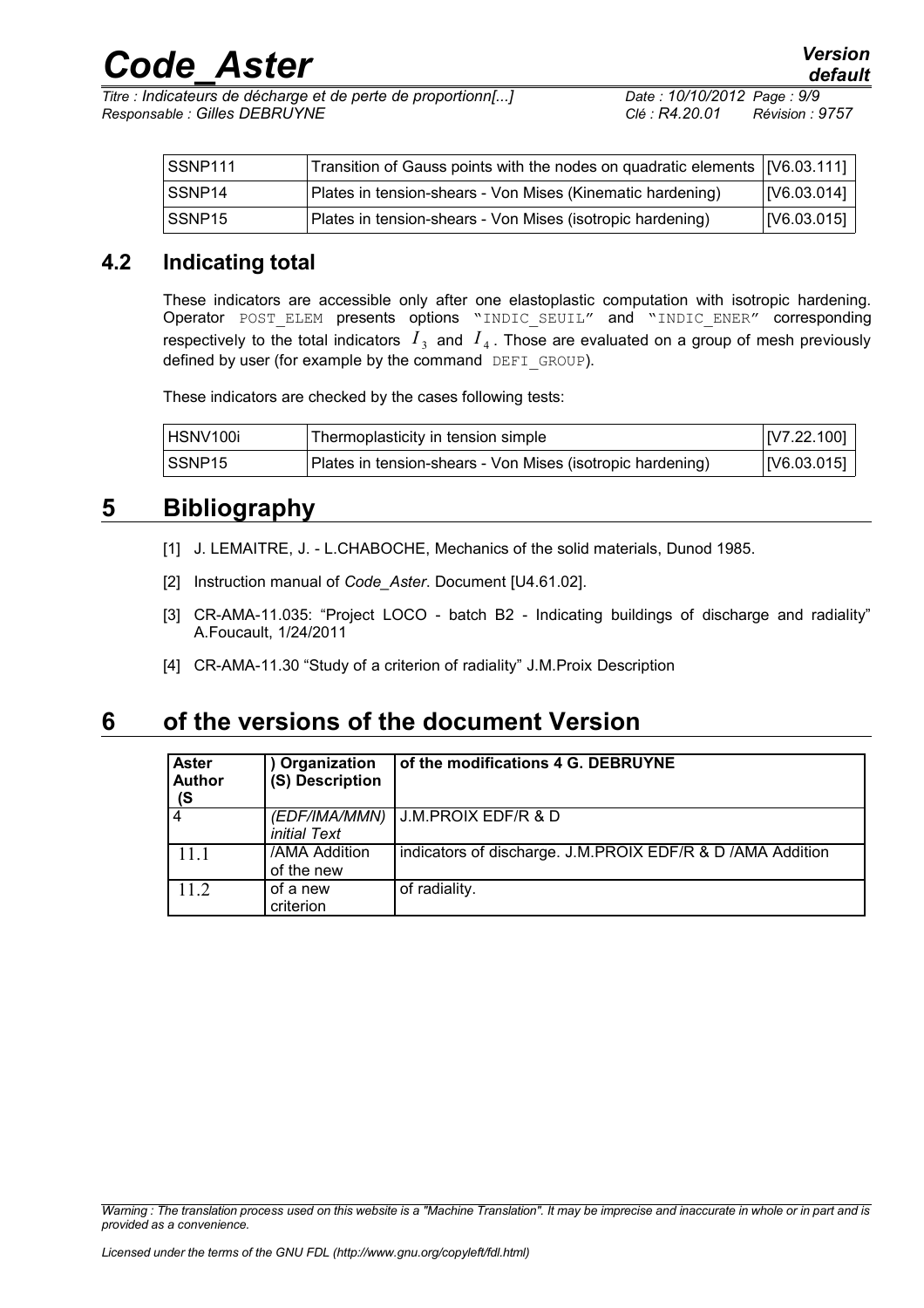| | | |
|---|---|---|
| SSNP111 | Transition of Gauss points with the nodes on quadratic elements | [V6.03.111] |
| SSNP14 | Plates in tension-shears - Von Mises (Kinematic hardening) | [V6.03.014] |
| SSNP15 | Plates in tension-shears - Von Mises (isotropic hardening) | [V6.03.015] |

## 4.2 Indicating total

These indicators are accessible only after one elastoplastic computation with isotropic hardening. Operator POST_ELEM presents options "INDIC_SEUIL" and "INDIC_ENER" corresponding respectively to the total indicators $I_3$ and $I_4$. Those are evaluated on a group of mesh previously defined by user (for example by the command DEFI_GROUP).

These indicators are checked by the cases following tests:

| | | |
|---|---|---|
| HSNV100i | Thermoplasticity in tension simple | [V7.22.100] |
| SSNP15 | Plates in tension-shears - Von Mises (isotropic hardening) | [V6.03.015] |

# 5 Bibliography

[1] J. LEMAITRE, J. - L.CHABOCHE, Mechanics of the solid materials, Dunod 1985.

[2] Instruction manual of *Code_Aster*. Document [U4.61.02].

[3] CR-AMA-11.035: "Project LOCO - batch B2 - Indicating buildings of discharge and radiality" A.Foucault, 1/24/2011

[4] CR-AMA-11.30 "Study of a criterion of radiality" J.M.Proix Description

# 6 of the versions of the document Version

| Aster Author (S | ) Organization (S) Description | of the modifications 4 G. DEBRUYNE |
|---|---|---|
| 4 | *(EDF/IMA/MMN) initial Text* | J.M.PROIX EDF/R & D |
| 11.1 | /AMA Addition of the new | indicators of discharge. J.M.PROIX EDF/R & D /AMA Addition |
| 11.2 | of a new criterion | of radiality. |